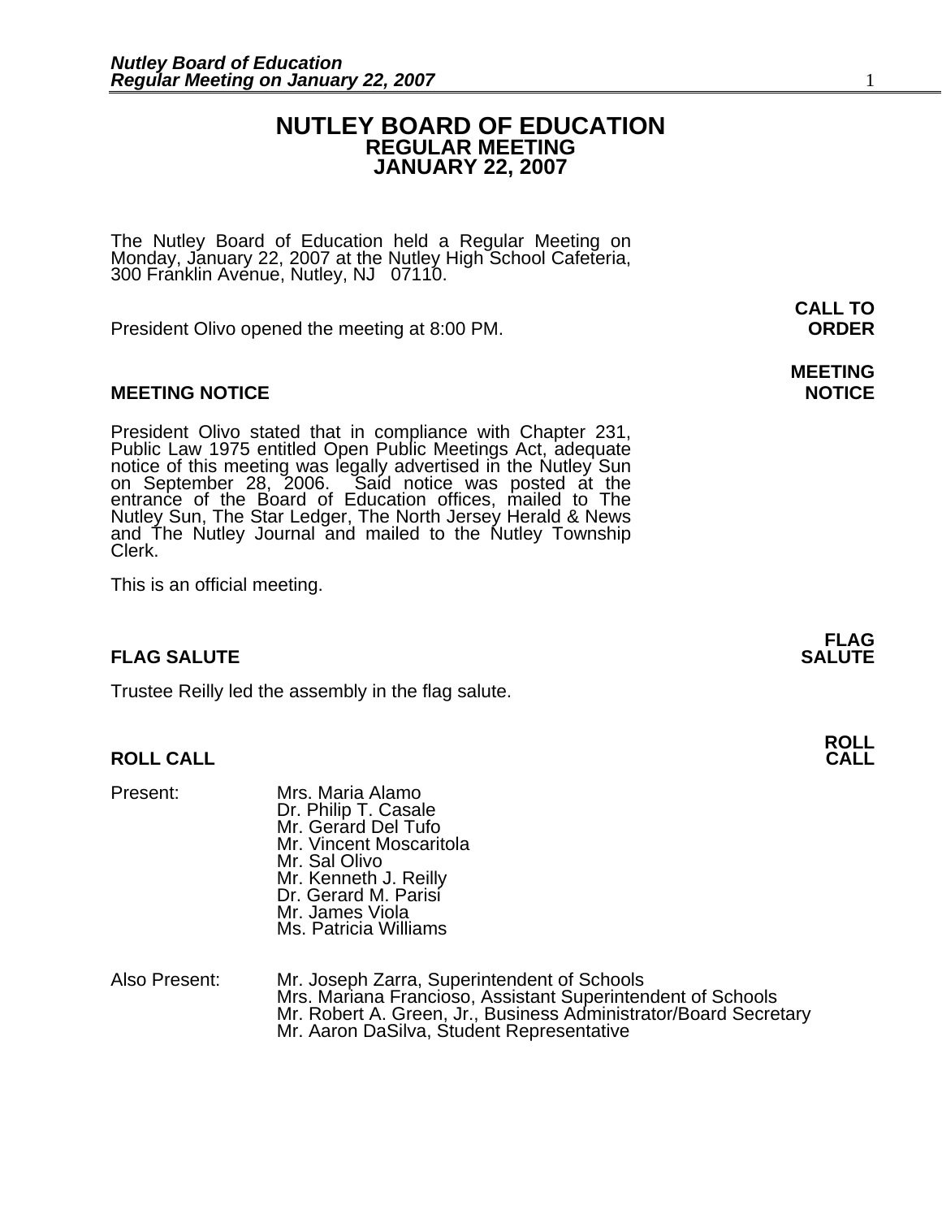# NUTLEY BOARD OF EDUCATION
## REGULAR MEETING
## JANUARY 22, 2007

The Nutley Board of Education held a Regular Meeting on Monday, January 22, 2007 at the Nutley High School Cafeteria, 300 Franklin Avenue, Nutley, NJ 07110.

**CALL TO ORDER**

President Olivo opened the meeting at 8:00 PM.

**MEETING NOTICE**

President Olivo stated that in compliance with Chapter 231, Public Law 1975 entitled Open Public Meetings Act, adequate notice of this meeting was legally advertised in the Nutley Sun on September 28, 2006. Said notice was posted at the entrance of the Board of Education offices, mailed to The Nutley Sun, The Star Ledger, The North Jersey Herald & News and The Nutley Journal and mailed to the Nutley Township Clerk.

This is an official meeting.

**FLAG SALUTE**

Trustee Reilly led the assembly in the flag salute.

**ROLL CALL**

Present:
- Mrs. Maria Alamo
- Dr. Philip T. Casale
- Mr. Gerard Del Tufo
- Mr. Vincent Moscaritola
- Mr. Sal Olivo
- Mr. Kenneth J. Reilly
- Dr. Gerard M. Parisi
- Mr. James Viola
- Ms. Patricia Williams

Also Present:
- Mr. Joseph Zarra, Superintendent of Schools
- Mrs. Mariana Francioso, Assistant Superintendent of Schools
- Mr. Robert A. Green, Jr., Business Administrator/Board Secretary
- Mr. Aaron DaSilva, Student Representative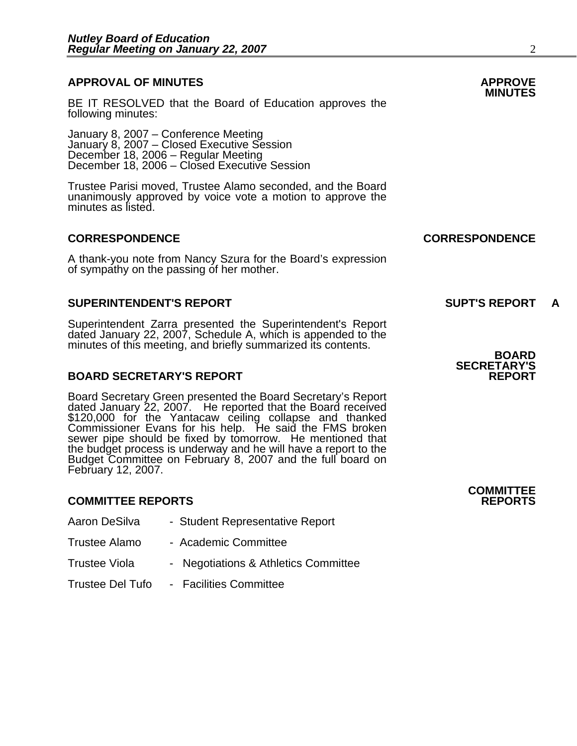## APPROVAL OF MINUTES

**APPROVE MINUTES**

BE IT RESOLVED that the Board of Education approves the following minutes:

January 8, 2007 – Conference Meeting
January 8, 2007 – Closed Executive Session
December 18, 2006 – Regular Meeting
December 18, 2006 – Closed Executive Session

Trustee Parisi moved, Trustee Alamo seconded, and the Board unanimously approved by voice vote a motion to approve the minutes as listed.

## CORRESPONDENCE

**CORRESPONDENCE**

A thank-you note from Nancy Szura for the Board's expression of sympathy on the passing of her mother.

## SUPERINTENDENT'S REPORT

**SUPT'S REPORT A**

Superintendent Zarra presented the Superintendent's Report dated January 22, 2007, Schedule A, which is appended to the minutes of this meeting, and briefly summarized its contents.

## BOARD SECRETARY'S REPORT

**BOARD SECRETARY'S REPORT**

Board Secretary Green presented the Board Secretary's Report dated January 22, 2007. He reported that the Board received $120,000 for the Yantacaw ceiling collapse and thanked Commissioner Evans for his help. He said the FMS broken sewer pipe should be fixed by tomorrow. He mentioned that the budget process is underway and he will have a report to the Budget Committee on February 8, 2007 and the full board on February 12, 2007.

## COMMITTEE REPORTS

**COMMITTEE REPORTS**

Aaron DeSilva - Student Representative Report

Trustee Alamo - Academic Committee

Trustee Viola - Negotiations & Athletics Committee

Trustee Del Tufo - Facilities Committee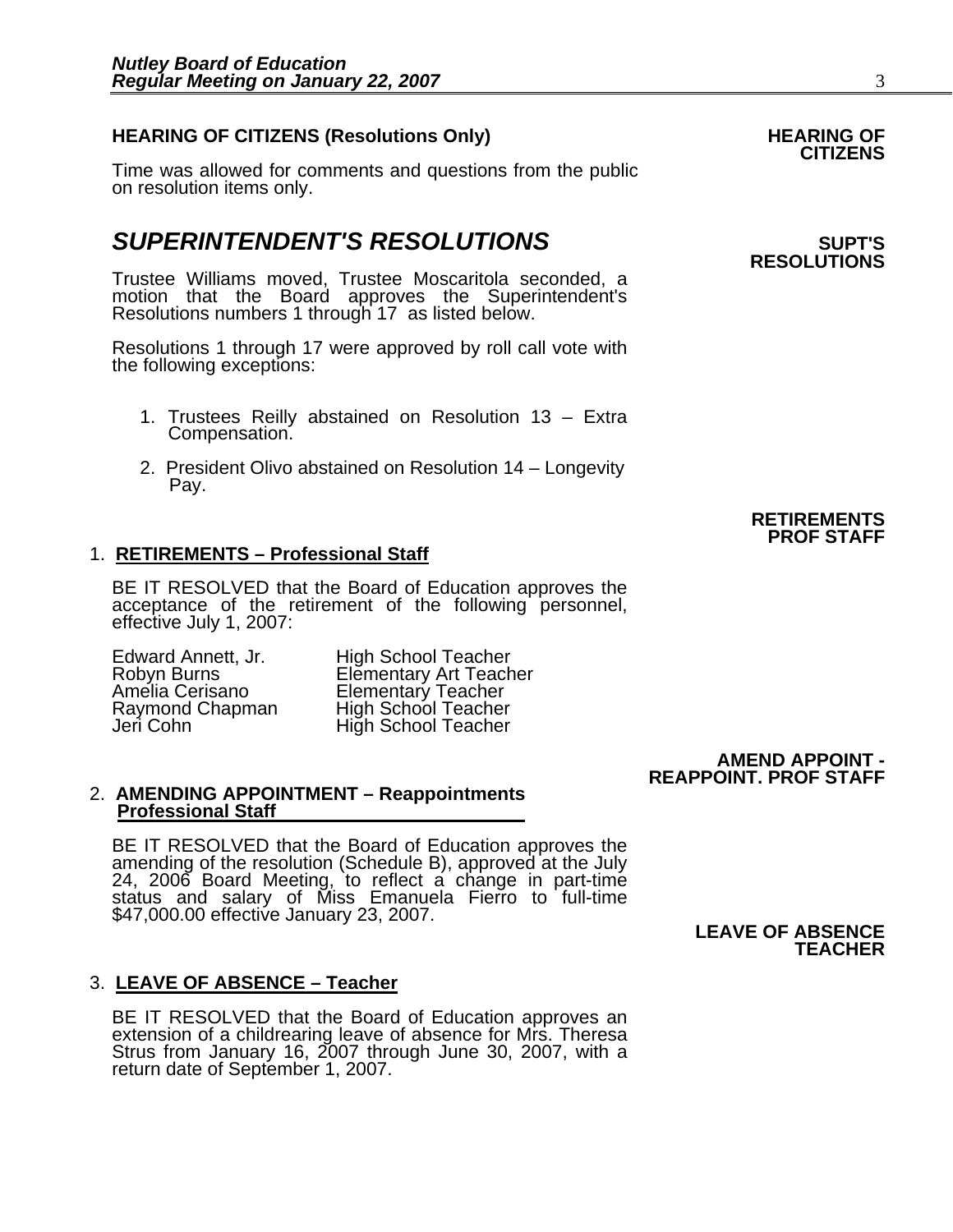**HEARING OF CITIZENS (Resolutions Only)**

**HEARING OF CITIZENS**

Time was allowed for comments and questions from the public on resolution items only.

## *SUPERINTENDENT'S RESOLUTIONS*

**SUPT'S RESOLUTIONS**

Trustee Williams moved, Trustee Moscaritola seconded, a motion that the Board approves the Superintendent's Resolutions numbers 1 through 17 as listed below.

Resolutions 1 through 17 were approved by roll call vote with the following exceptions:

1. Trustees Reilly abstained on Resolution 13 – Extra Compensation.
2. President Olivo abstained on Resolution 14 – Longevity Pay.

**RETIREMENTS PROF STAFF**

1. **RETIREMENTS – Professional Staff**

BE IT RESOLVED that the Board of Education approves the acceptance of the retirement of the following personnel, effective July 1, 2007:

| | |
|---|---|
| Edward Annett, Jr. | High School Teacher |
| Robyn Burns | Elementary Art Teacher |
| Amelia Cerisano | Elementary Teacher |
| Raymond Chapman | High School Teacher |
| Jeri Cohn | High School Teacher |

**AMEND APPOINT - REAPPOINT. PROF STAFF**

2. **AMENDING APPOINTMENT – Reappointments Professional Staff**

BE IT RESOLVED that the Board of Education approves the amending of the resolution (Schedule B), approved at the July 24, 2006 Board Meeting, to reflect a change in part-time status and salary of Miss Emanuela Fierro to full-time $47,000.00 effective January 23, 2007.

**LEAVE OF ABSENCE TEACHER**

3. **LEAVE OF ABSENCE – Teacher**

BE IT RESOLVED that the Board of Education approves an extension of a childrearing leave of absence for Mrs. Theresa Strus from January 16, 2007 through June 30, 2007, with a return date of September 1, 2007.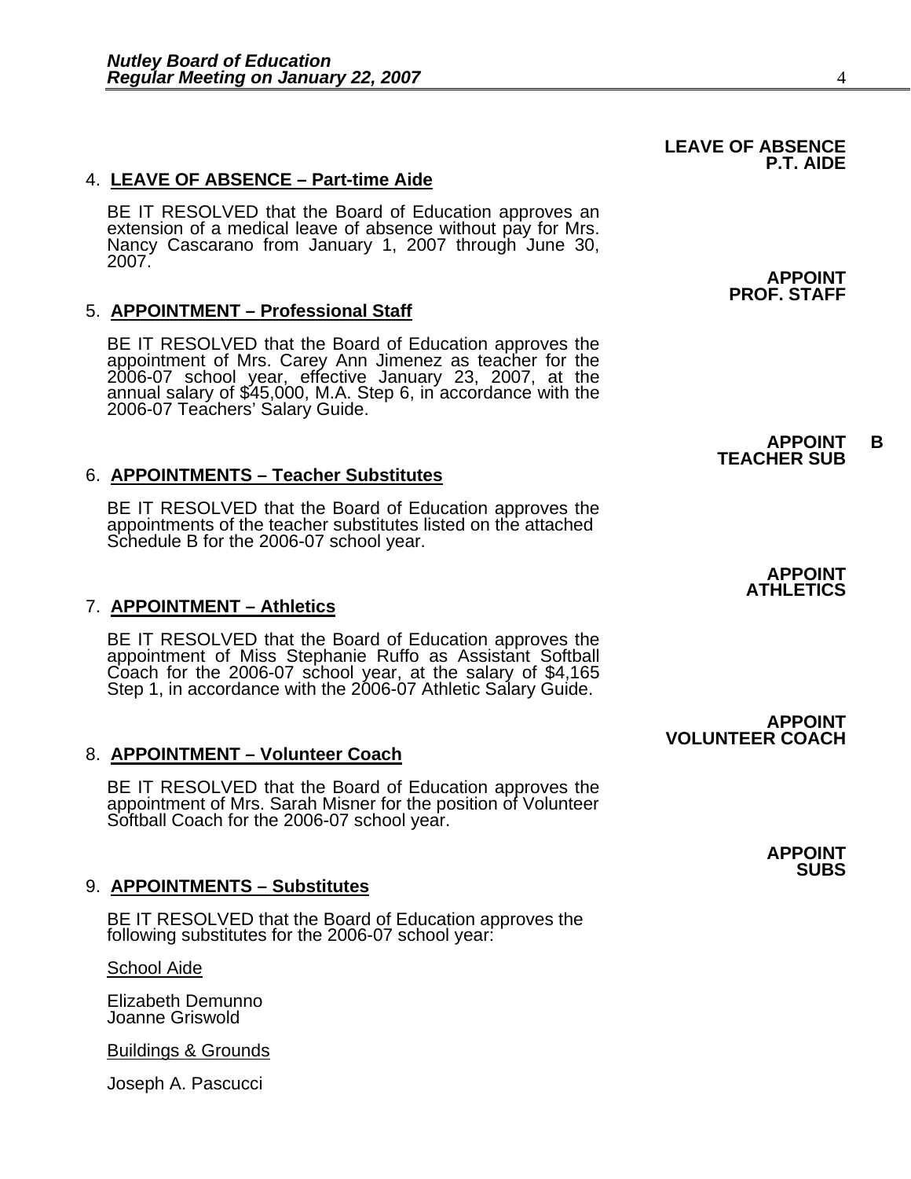**LEAVE OF ABSENCE P.T. AIDE**

4. **LEAVE OF ABSENCE – Part-time Aide**

BE IT RESOLVED that the Board of Education approves an extension of a medical leave of absence without pay for Mrs. Nancy Cascarano from January 1, 2007 through June 30, 2007.

**APPOINT PROF. STAFF**

5. **APPOINTMENT – Professional Staff**

BE IT RESOLVED that the Board of Education approves the appointment of Mrs. Carey Ann Jimenez as teacher for the 2006-07 school year, effective January 23, 2007, at the annual salary of $45,000, M.A. Step 6, in accordance with the 2006-07 Teachers' Salary Guide.

**APPOINT TEACHER SUB** **B**

6. **APPOINTMENTS – Teacher Substitutes**

BE IT RESOLVED that the Board of Education approves the appointments of the teacher substitutes listed on the attached Schedule B for the 2006-07 school year.

**APPOINT ATHLETICS**

7. **APPOINTMENT – Athletics**

BE IT RESOLVED that the Board of Education approves the appointment of Miss Stephanie Ruffo as Assistant Softball Coach for the 2006-07 school year, at the salary of $4,165 Step 1, in accordance with the 2006-07 Athletic Salary Guide.

**APPOINT VOLUNTEER COACH**

8. **APPOINTMENT – Volunteer Coach**

BE IT RESOLVED that the Board of Education approves the appointment of Mrs. Sarah Misner for the position of Volunteer Softball Coach for the 2006-07 school year.

**APPOINT SUBS**

9. **APPOINTMENTS – Substitutes**

BE IT RESOLVED that the Board of Education approves the following substitutes for the 2006-07 school year:

School Aide

Elizabeth Demunno
Joanne Griswold

Buildings & Grounds

Joseph A. Pascucci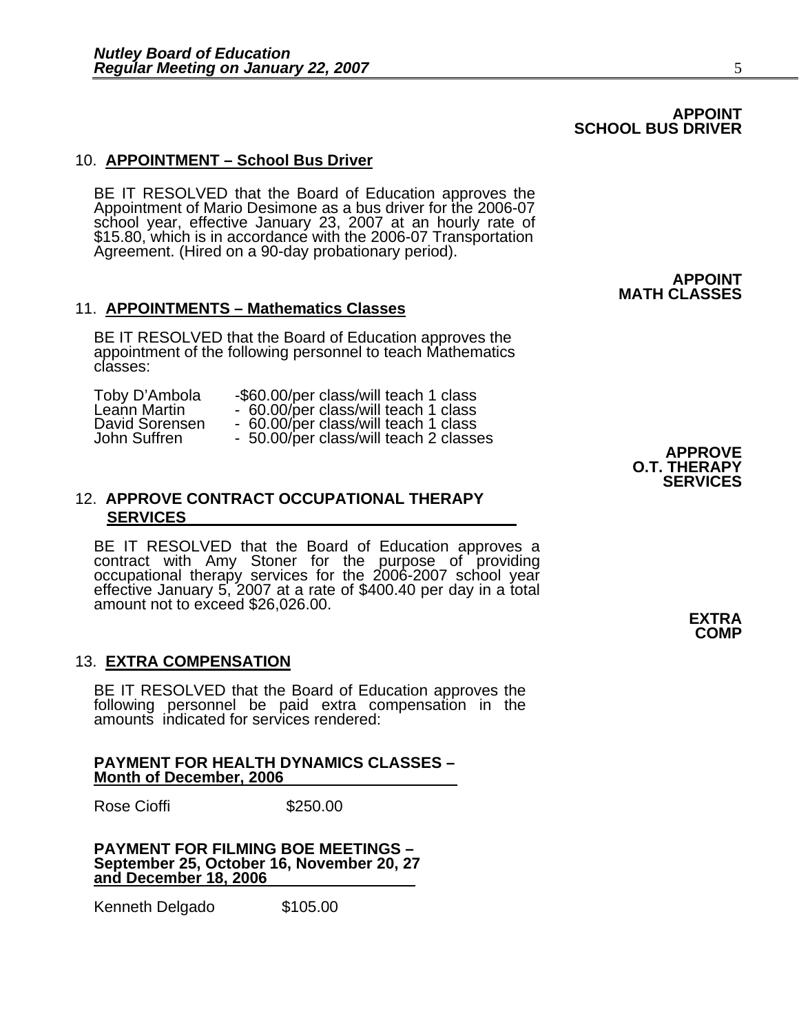**APPOINT SCHOOL BUS DRIVER**

10. **APPOINTMENT – School Bus Driver**

BE IT RESOLVED that the Board of Education approves the Appointment of Mario Desimone as a bus driver for the 2006-07 school year, effective January 23, 2007 at an hourly rate of $15.80, which is in accordance with the 2006-07 Transportation Agreement. (Hired on a 90-day probationary period).

**APPOINT MATH CLASSES**

11. **APPOINTMENTS – Mathematics Classes**

BE IT RESOLVED that the Board of Education approves the appointment of the following personnel to teach Mathematics classes:

| | |
|---|---|
| Toby D'Ambola | -$60.00/per class/will teach 1 class |
| Leann Martin | - 60.00/per class/will teach 1 class |
| David Sorensen | - 60.00/per class/will teach 1 class |
| John Suffren | - 50.00/per class/will teach 2 classes |

**APPROVE O.T. THERAPY SERVICES**

12. **APPROVE CONTRACT OCCUPATIONAL THERAPY SERVICES**

BE IT RESOLVED that the Board of Education approves a contract with Amy Stoner for the purpose of providing occupational therapy services for the 2006-2007 school year effective January 5, 2007 at a rate of $400.40 per day in a total amount not to exceed $26,026.00.

**EXTRA COMP**

13. **EXTRA COMPENSATION**

BE IT RESOLVED that the Board of Education approves the following personnel be paid extra compensation in the amounts indicated for services rendered:

**PAYMENT FOR HEALTH DYNAMICS CLASSES – Month of December, 2006**

| | |
|---|---|
| Rose Cioffi | $250.00 |

**PAYMENT FOR FILMING BOE MEETINGS – September 25, October 16, November 20, 27 and December 18, 2006**

| | |
|---|---|
| Kenneth Delgado | $105.00 |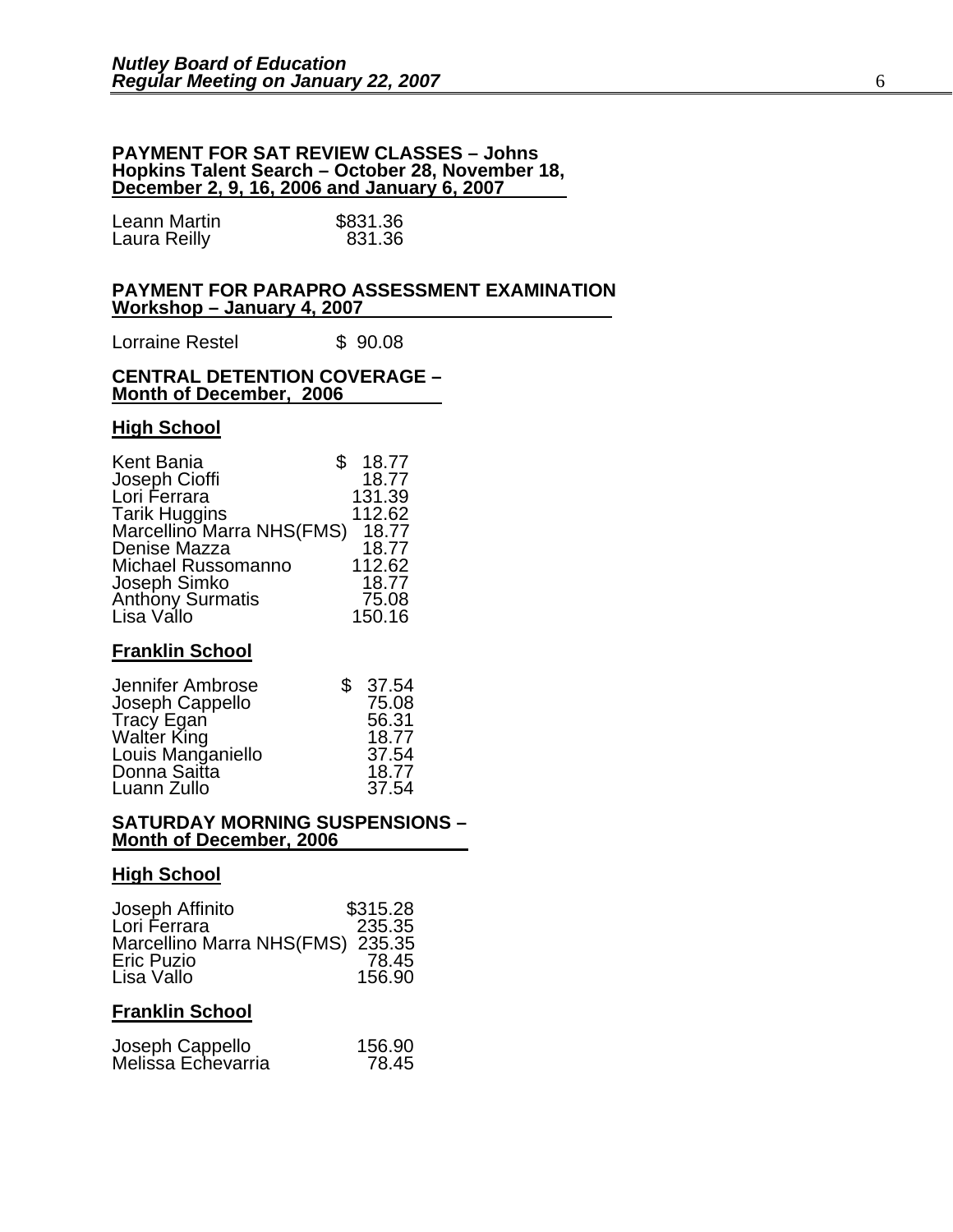**PAYMENT FOR SAT REVIEW CLASSES – Johns Hopkins Talent Search – October 28, November 18, December 2, 9, 16, 2006 and January 6, 2007**

| | |
|---|---|
| Leann Martin | $831.36 |
| Laura Reilly | 831.36 |

**PAYMENT FOR PARAPRO ASSESSMENT EXAMINATION Workshop – January 4, 2007**

| | |
|---|---|
| Lorraine Restel | $ 90.08 |

**CENTRAL DETENTION COVERAGE – Month of December, 2006**

**High School**

| | |
|---|---|
| Kent Bania | $ 18.77 |
| Joseph Cioffi | 18.77 |
| Lori Ferrara | 131.39 |
| Tarik Huggins | 112.62 |
| Marcellino Marra NHS(FMS) | 18.77 |
| Denise Mazza | 18.77 |
| Michael Russomanno | 112.62 |
| Joseph Simko | 18.77 |
| Anthony Surmatis | 75.08 |
| Lisa Vallo | 150.16 |

**Franklin School**

| | |
|---|---|
| Jennifer Ambrose | $ 37.54 |
| Joseph Cappello | 75.08 |
| Tracy Egan | 56.31 |
| Walter King | 18.77 |
| Louis Manganiello | 37.54 |
| Donna Saitta | 18.77 |
| Luann Zullo | 37.54 |

**SATURDAY MORNING SUSPENSIONS – Month of December, 2006**

**High School**

| | |
|---|---|
| Joseph Affinito | $315.28 |
| Lori Ferrara | 235.35 |
| Marcellino Marra NHS(FMS) | 235.35 |
| Eric Puzio | 78.45 |
| Lisa Vallo | 156.90 |

**Franklin School**

| | |
|---|---|
| Joseph Cappello | 156.90 |
| Melissa Echevarria | 78.45 |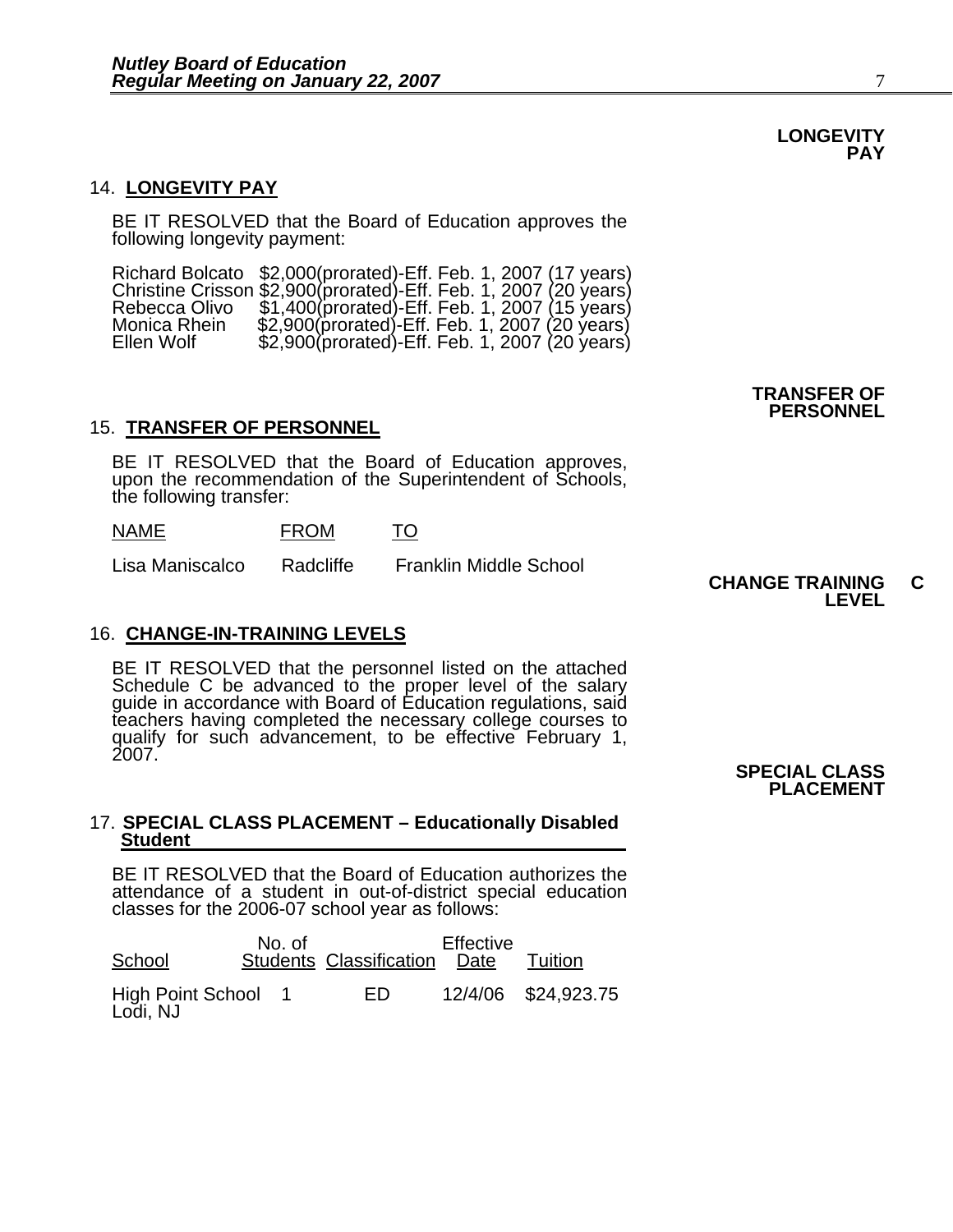**LONGEVITY PAY**

14. **LONGEVITY PAY**

BE IT RESOLVED that the Board of Education approves the following longevity payment:

| | |
|---|---|
| Richard Bolcato | $2,000(prorated)-Eff. Feb. 1, 2007 (17 years) |
| Christine Crisson | $2,900(prorated)-Eff. Feb. 1, 2007 (20 years) |
| Rebecca Olivo | $1,400(prorated)-Eff. Feb. 1, 2007 (15 years) |
| Monica Rhein | $2,900(prorated)-Eff. Feb. 1, 2007 (20 years) |
| Ellen Wolf | $2,900(prorated)-Eff. Feb. 1, 2007 (20 years) |

**TRANSFER OF PERSONNEL**

15. **TRANSFER OF PERSONNEL**

BE IT RESOLVED that the Board of Education approves, upon the recommendation of the Superintendent of Schools, the following transfer:

| NAME | FROM | TO |
|---|---|---|
| Lisa Maniscalco | Radcliffe | Franklin Middle School |

**CHANGE TRAINING C LEVEL**

16. **CHANGE-IN-TRAINING LEVELS**

BE IT RESOLVED that the personnel listed on the attached Schedule C be advanced to the proper level of the salary guide in accordance with Board of Education regulations, said teachers having completed the necessary college courses to qualify for such advancement, to be effective February 1, 2007.

**SPECIAL CLASS PLACEMENT**

17. **SPECIAL CLASS PLACEMENT – Educationally Disabled Student**

BE IT RESOLVED that the Board of Education authorizes the attendance of a student in out-of-district special education classes for the 2006-07 school year as follows:

| School | No. of Students | Classification | Effective Date | Tuition |
|---|---|---|---|---|
| High Point School Lodi, NJ | 1 | ED | 12/4/06 | $24,923.75 |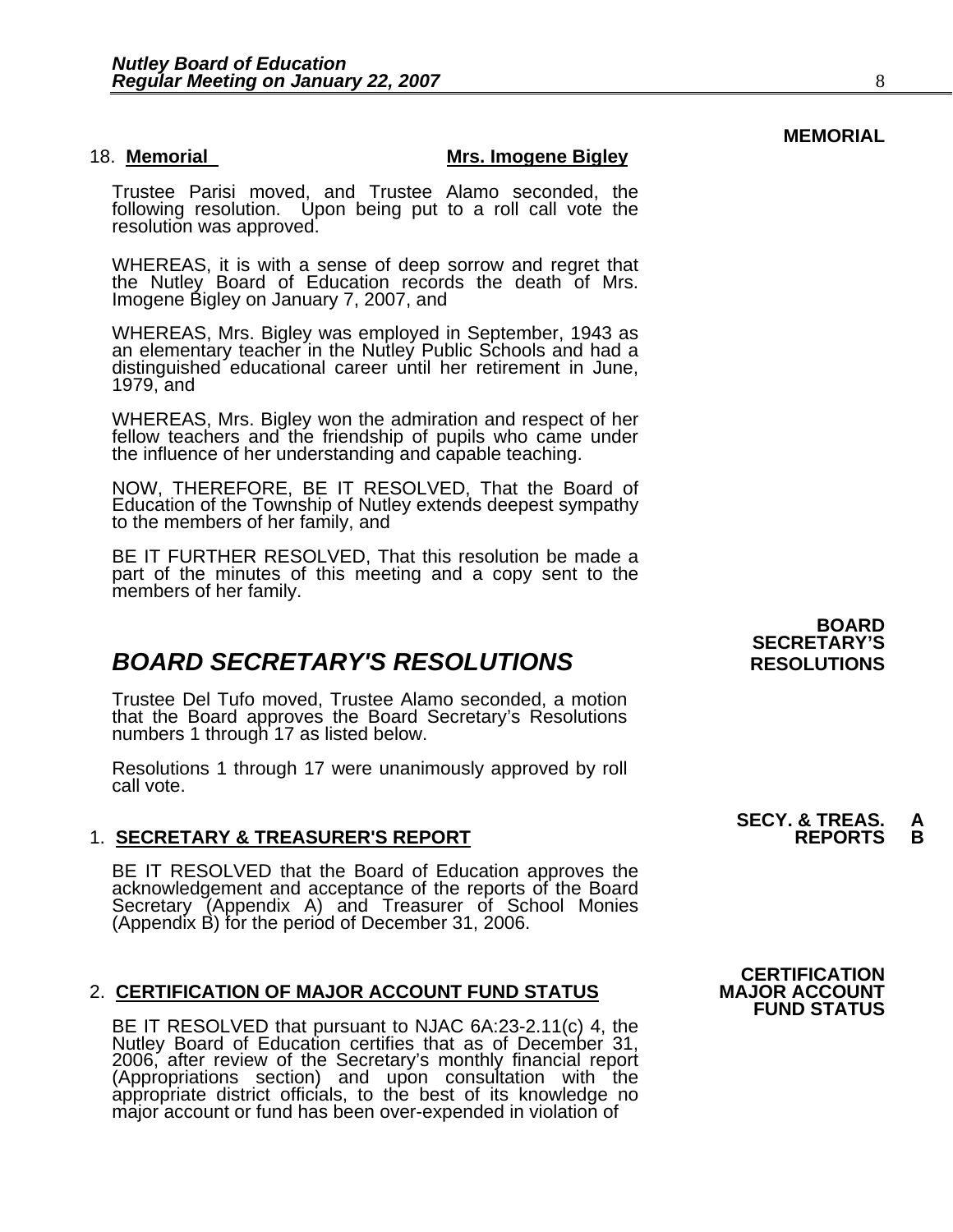**MEMORIAL**

18. **Memorial** **Mrs. Imogene Bigley**

Trustee Parisi moved, and Trustee Alamo seconded, the following resolution. Upon being put to a roll call vote the resolution was approved.

WHEREAS, it is with a sense of deep sorrow and regret that the Nutley Board of Education records the death of Mrs. Imogene Bigley on January 7, 2007, and

WHEREAS, Mrs. Bigley was employed in September, 1943 as an elementary teacher in the Nutley Public Schools and had a distinguished educational career until her retirement in June, 1979, and

WHEREAS, Mrs. Bigley won the admiration and respect of her fellow teachers and the friendship of pupils who came under the influence of her understanding and capable teaching.

NOW, THEREFORE, BE IT RESOLVED, That the Board of Education of the Township of Nutley extends deepest sympathy to the members of her family, and

BE IT FURTHER RESOLVED, That this resolution be made a part of the minutes of this meeting and a copy sent to the members of her family.

## *BOARD SECRETARY'S RESOLUTIONS*

**BOARD SECRETARY'S RESOLUTIONS**

Trustee Del Tufo moved, Trustee Alamo seconded, a motion that the Board approves the Board Secretary's Resolutions numbers 1 through 17 as listed below.

Resolutions 1 through 17 were unanimously approved by roll call vote.

**SECY. & TREAS. REPORTS A B**

1. **SECRETARY & TREASURER'S REPORT**

BE IT RESOLVED that the Board of Education approves the acknowledgement and acceptance of the reports of the Board Secretary (Appendix A) and Treasurer of School Monies (Appendix B) for the period of December 31, 2006.

**CERTIFICATION MAJOR ACCOUNT FUND STATUS**

2. **CERTIFICATION OF MAJOR ACCOUNT FUND STATUS**

BE IT RESOLVED that pursuant to NJAC 6A:23-2.11(c) 4, the Nutley Board of Education certifies that as of December 31, 2006, after review of the Secretary's monthly financial report (Appropriations section) and upon consultation with the appropriate district officials, to the best of its knowledge no major account or fund has been over-expended in violation of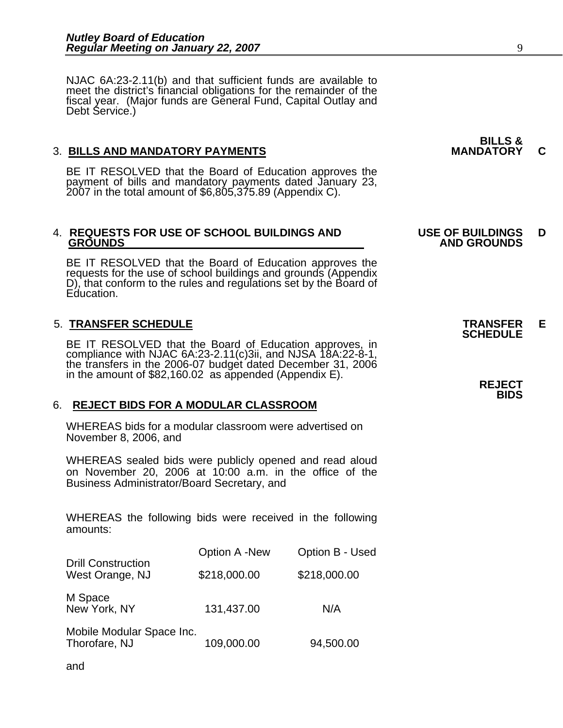NJAC 6A:23-2.11(b) and that sufficient funds are available to meet the district's financial obligations for the remainder of the fiscal year. (Major funds are General Fund, Capital Outlay and Debt Service.)

**BILLS & MANDATORY C**

3. **BILLS AND MANDATORY PAYMENTS**

BE IT RESOLVED that the Board of Education approves the payment of bills and mandatory payments dated January 23, 2007 in the total amount of $6,805,375.89 (Appendix C).

**USE OF BUILDINGS AND GROUNDS D**

4. **REQUESTS FOR USE OF SCHOOL BUILDINGS AND GROUNDS**

BE IT RESOLVED that the Board of Education approves the requests for the use of school buildings and grounds (Appendix D), that conform to the rules and regulations set by the Board of Education.

**TRANSFER SCHEDULE E**

5. **TRANSFER SCHEDULE**

BE IT RESOLVED that the Board of Education approves, in compliance with NJAC 6A:23-2.11(c)3ii, and NJSA 18A:22-8-1, the transfers in the 2006-07 budget dated December 31, 2006 in the amount of $82,160.02 as appended (Appendix E).

**REJECT BIDS**

6. **REJECT BIDS FOR A MODULAR CLASSROOM**

WHEREAS bids for a modular classroom were advertised on November 8, 2006, and

WHEREAS sealed bids were publicly opened and read aloud on November 20, 2006 at 10:00 a.m. in the office of the Business Administrator/Board Secretary, and

WHEREAS the following bids were received in the following amounts:

| | Option A -New | Option B - Used |
|---|---|---|
| Drill Construction West Orange, NJ | $218,000.00 | $218,000.00 |
| M Space New York, NY | 131,437.00 | N/A |
| Mobile Modular Space Inc. Thorofare, NJ | 109,000.00 | 94,500.00 |

and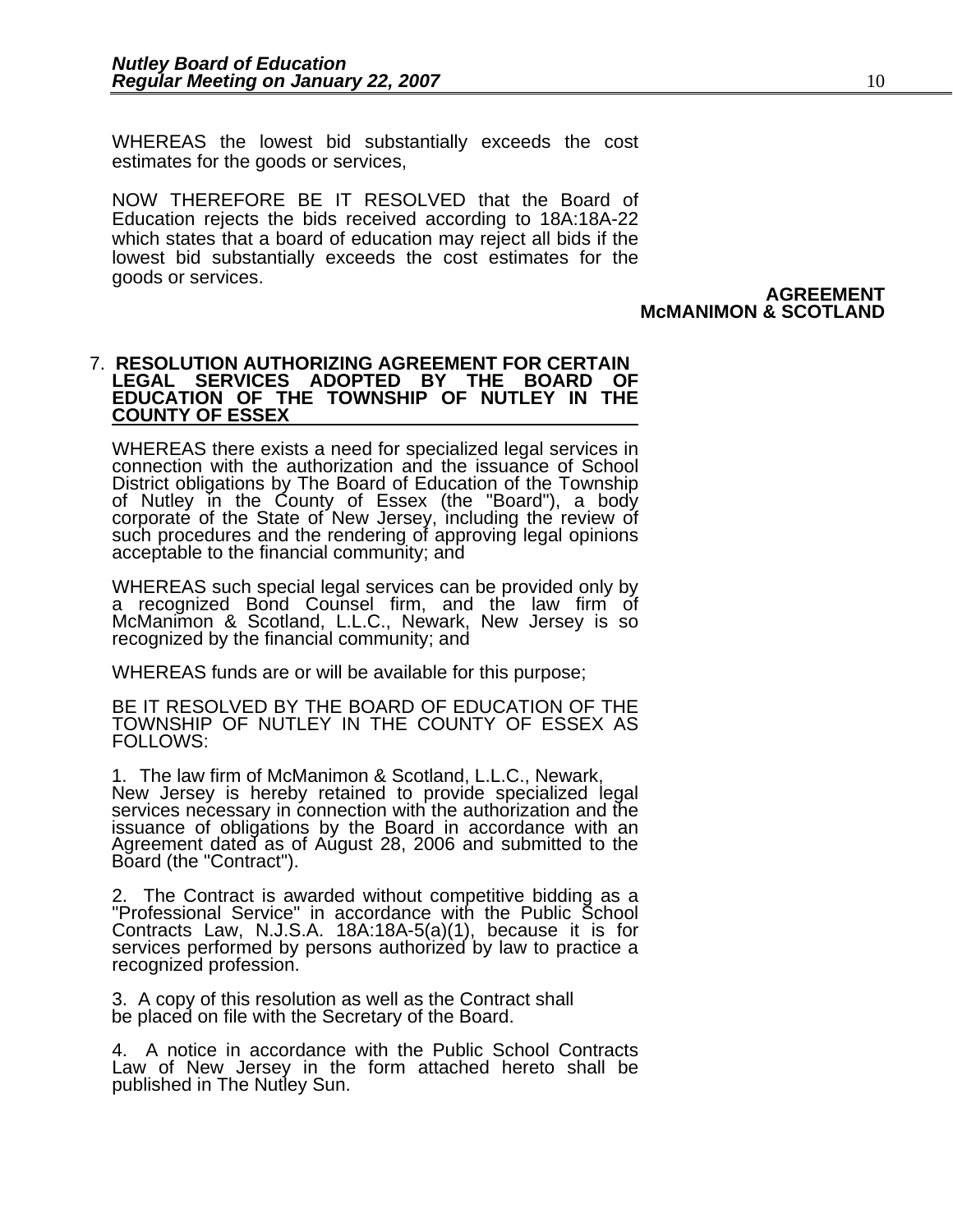WHEREAS the lowest bid substantially exceeds the cost estimates for the goods or services,

NOW THEREFORE BE IT RESOLVED that the Board of Education rejects the bids received according to 18A:18A-22 which states that a board of education may reject all bids if the lowest bid substantially exceeds the cost estimates for the goods or services.

**AGREEMENT**
**McMANIMON & SCOTLAND**

7. **RESOLUTION AUTHORIZING AGREEMENT FOR CERTAIN LEGAL SERVICES ADOPTED BY THE BOARD OF EDUCATION OF THE TOWNSHIP OF NUTLEY IN THE COUNTY OF ESSEX**

WHEREAS there exists a need for specialized legal services in connection with the authorization and the issuance of School District obligations by The Board of Education of the Township of Nutley in the County of Essex (the "Board"), a body corporate of the State of New Jersey, including the review of such procedures and the rendering of approving legal opinions acceptable to the financial community; and

WHEREAS such special legal services can be provided only by a recognized Bond Counsel firm, and the law firm of McManimon & Scotland, L.L.C., Newark, New Jersey is so recognized by the financial community; and

WHEREAS funds are or will be available for this purpose;

BE IT RESOLVED BY THE BOARD OF EDUCATION OF THE TOWNSHIP OF NUTLEY IN THE COUNTY OF ESSEX AS FOLLOWS:

1. The law firm of McManimon & Scotland, L.L.C., Newark, New Jersey is hereby retained to provide specialized legal services necessary in connection with the authorization and the issuance of obligations by the Board in accordance with an Agreement dated as of August 28, 2006 and submitted to the Board (the "Contract").

2. The Contract is awarded without competitive bidding as a "Professional Service" in accordance with the Public School Contracts Law, N.J.S.A. 18A:18A-5(a)(1), because it is for services performed by persons authorized by law to practice a recognized profession.

3. A copy of this resolution as well as the Contract shall be placed on file with the Secretary of the Board.

4. A notice in accordance with the Public School Contracts Law of New Jersey in the form attached hereto shall be published in The Nutley Sun.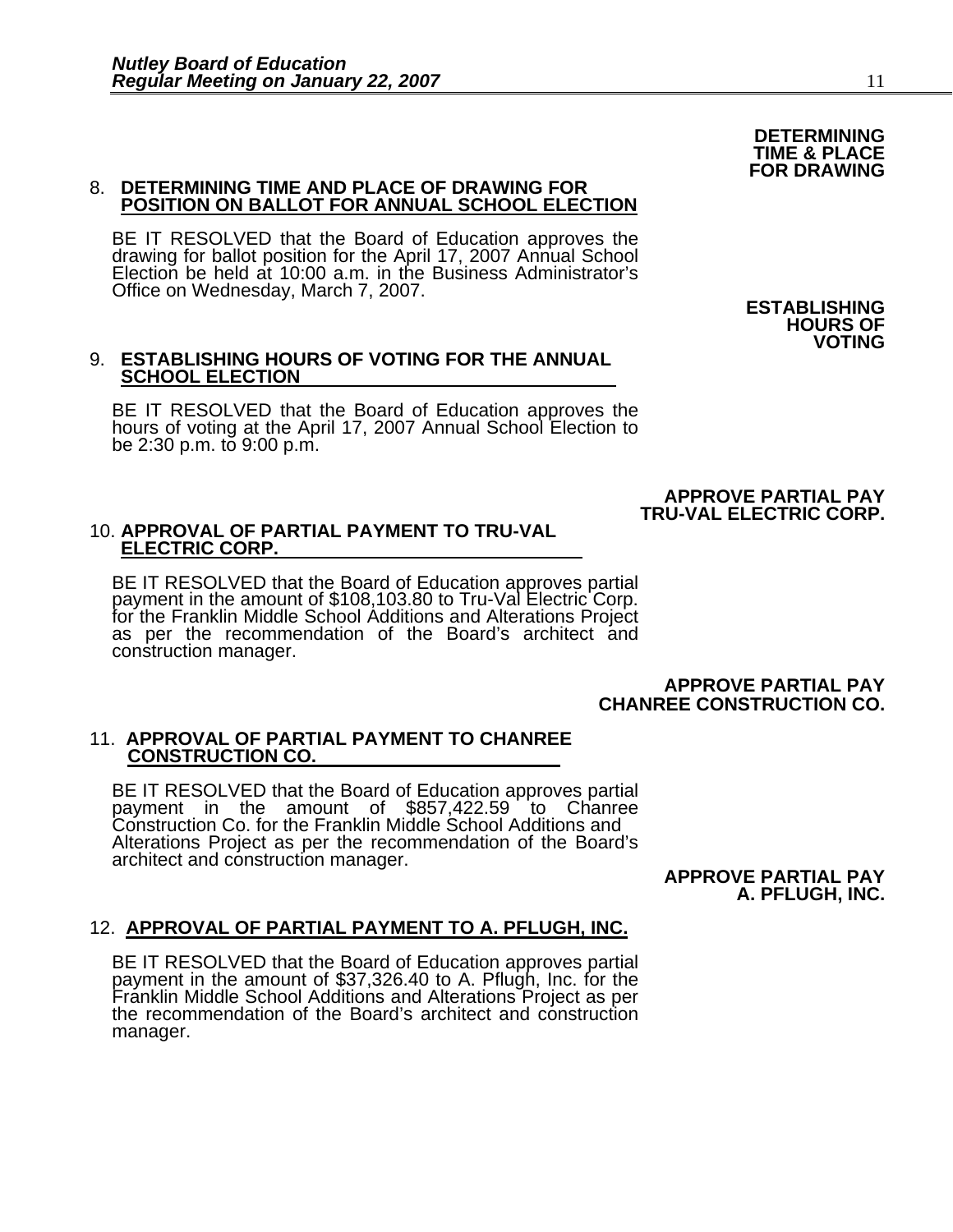**DETERMINING TIME & PLACE FOR DRAWING**

8. **DETERMINING TIME AND PLACE OF DRAWING FOR POSITION ON BALLOT FOR ANNUAL SCHOOL ELECTION**

   BE IT RESOLVED that the Board of Education approves the drawing for ballot position for the April 17, 2007 Annual School Election be held at 10:00 a.m. in the Business Administrator's Office on Wednesday, March 7, 2007.

**ESTABLISHING HOURS OF VOTING**

9. **ESTABLISHING HOURS OF VOTING FOR THE ANNUAL SCHOOL ELECTION**

   BE IT RESOLVED that the Board of Education approves the hours of voting at the April 17, 2007 Annual School Election to be 2:30 p.m. to 9:00 p.m.

**APPROVE PARTIAL PAY TRU-VAL ELECTRIC CORP.**

10. **APPROVAL OF PARTIAL PAYMENT TO TRU-VAL ELECTRIC CORP.**

    BE IT RESOLVED that the Board of Education approves partial payment in the amount of $108,103.80 to Tru-Val Electric Corp. for the Franklin Middle School Additions and Alterations Project as per the recommendation of the Board's architect and construction manager.

**APPROVE PARTIAL PAY CHANREE CONSTRUCTION CO.**

11. **APPROVAL OF PARTIAL PAYMENT TO CHANREE CONSTRUCTION CO.**

    BE IT RESOLVED that the Board of Education approves partial payment in the amount of $857,422.59 to Chanree Construction Co. for the Franklin Middle School Additions and Alterations Project as per the recommendation of the Board's architect and construction manager.

**APPROVE PARTIAL PAY A. PFLUGH, INC.**

12. **APPROVAL OF PARTIAL PAYMENT TO A. PFLUGH, INC.**

    BE IT RESOLVED that the Board of Education approves partial payment in the amount of $37,326.40 to A. Pflugh, Inc. for the Franklin Middle School Additions and Alterations Project as per the recommendation of the Board's architect and construction manager.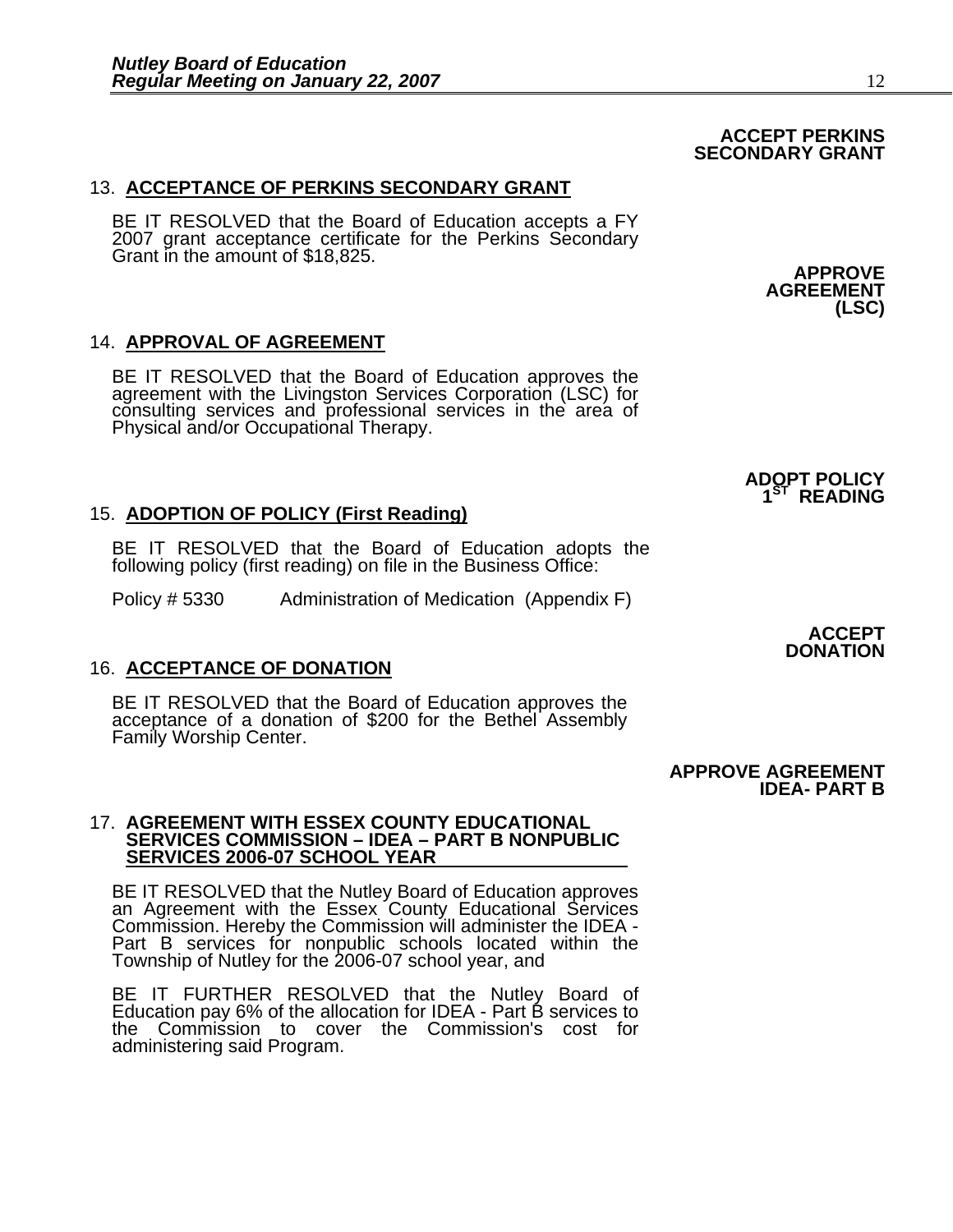**ACCEPT PERKINS SECONDARY GRANT**

13. **ACCEPTANCE OF PERKINS SECONDARY GRANT**

BE IT RESOLVED that the Board of Education accepts a FY 2007 grant acceptance certificate for the Perkins Secondary Grant in the amount of $18,825.

**APPROVE AGREEMENT (LSC)**

14. **APPROVAL OF AGREEMENT**

BE IT RESOLVED that the Board of Education approves the agreement with the Livingston Services Corporation (LSC) for consulting services and professional services in the area of Physical and/or Occupational Therapy.

**ADOPT POLICY 1ST READING**

15. **ADOPTION OF POLICY (First Reading)**

BE IT RESOLVED that the Board of Education adopts the following policy (first reading) on file in the Business Office:

Policy # 5330 Administration of Medication (Appendix F)

**ACCEPT DONATION**

16. **ACCEPTANCE OF DONATION**

BE IT RESOLVED that the Board of Education approves the acceptance of a donation of $200 for the Bethel Assembly Family Worship Center.

**APPROVE AGREEMENT IDEA- PART B**

17. **AGREEMENT WITH ESSEX COUNTY EDUCATIONAL SERVICES COMMISSION – IDEA – PART B NONPUBLIC SERVICES 2006-07 SCHOOL YEAR**

BE IT RESOLVED that the Nutley Board of Education approves an Agreement with the Essex County Educational Services Commission. Hereby the Commission will administer the IDEA - Part B services for nonpublic schools located within the Township of Nutley for the 2006-07 school year, and

BE IT FURTHER RESOLVED that the Nutley Board of Education pay 6% of the allocation for IDEA - Part B services to the Commission to cover the Commission's cost for administering said Program.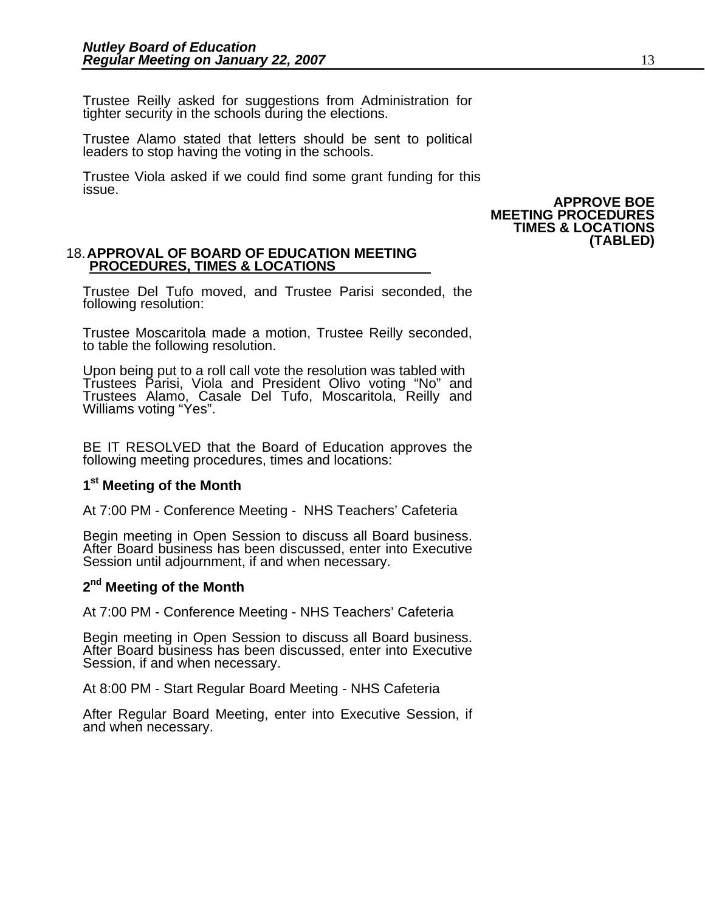Trustee Reilly asked for suggestions from Administration for tighter security in the schools during the elections.

Trustee Alamo stated that letters should be sent to political leaders to stop having the voting in the schools.

Trustee Viola asked if we could find some grant funding for this issue.

**APPROVE BOE MEETING PROCEDURES TIMES & LOCATIONS (TABLED)**

18. **APPROVAL OF BOARD OF EDUCATION MEETING PROCEDURES, TIMES & LOCATIONS**

Trustee Del Tufo moved, and Trustee Parisi seconded, the following resolution:

Trustee Moscaritola made a motion, Trustee Reilly seconded, to table the following resolution.

Upon being put to a roll call vote the resolution was tabled with Trustees Parisi, Viola and President Olivo voting "No" and Trustees Alamo, Casale Del Tufo, Moscaritola, Reilly and Williams voting "Yes".

BE IT RESOLVED that the Board of Education approves the following meeting procedures, times and locations:

**1st Meeting of the Month**

At 7:00 PM - Conference Meeting - NHS Teachers' Cafeteria

Begin meeting in Open Session to discuss all Board business. After Board business has been discussed, enter into Executive Session until adjournment, if and when necessary.

**2nd Meeting of the Month**

At 7:00 PM - Conference Meeting - NHS Teachers' Cafeteria

Begin meeting in Open Session to discuss all Board business. After Board business has been discussed, enter into Executive Session, if and when necessary.

At 8:00 PM - Start Regular Board Meeting - NHS Cafeteria

After Regular Board Meeting, enter into Executive Session, if and when necessary.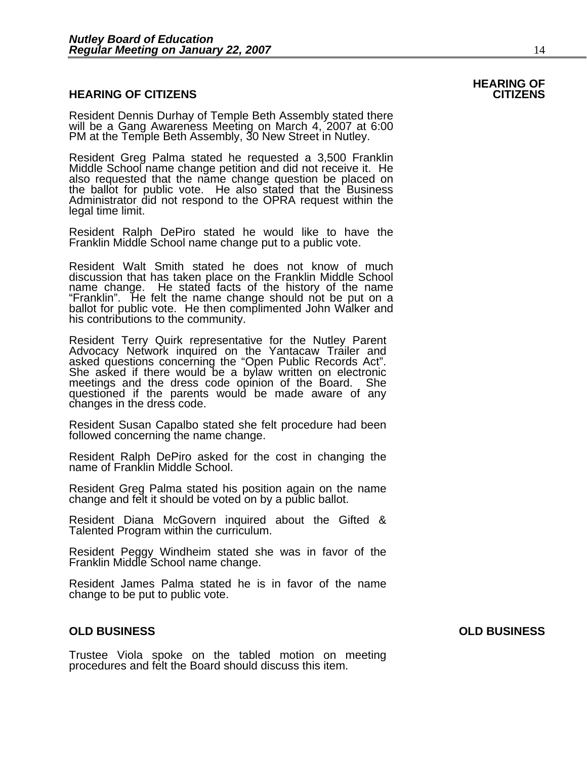## HEARING OF CITIZENS

Resident Dennis Durhay of Temple Beth Assembly stated there will be a Gang Awareness Meeting on March 4, 2007 at 6:00 PM at the Temple Beth Assembly, 30 New Street in Nutley.

Resident Greg Palma stated he requested a 3,500 Franklin Middle School name change petition and did not receive it. He also requested that the name change question be placed on the ballot for public vote. He also stated that the Business Administrator did not respond to the OPRA request within the legal time limit.

Resident Ralph DePiro stated he would like to have the Franklin Middle School name change put to a public vote.

Resident Walt Smith stated he does not know of much discussion that has taken place on the Franklin Middle School name change. He stated facts of the history of the name "Franklin". He felt the name change should not be put on a ballot for public vote. He then complimented John Walker and his contributions to the community.

Resident Terry Quirk representative for the Nutley Parent Advocacy Network inquired on the Yantacaw Trailer and asked questions concerning the "Open Public Records Act". She asked if there would be a bylaw written on electronic meetings and the dress code opinion of the Board. She questioned if the parents would be made aware of any changes in the dress code.

Resident Susan Capalbo stated she felt procedure had been followed concerning the name change.

Resident Ralph DePiro asked for the cost in changing the name of Franklin Middle School.

Resident Greg Palma stated his position again on the name change and felt it should be voted on by a public ballot.

Resident Diana McGovern inquired about the Gifted & Talented Program within the curriculum.

Resident Peggy Windheim stated she was in favor of the Franklin Middle School name change.

Resident James Palma stated he is in favor of the name change to be put to public vote.

## OLD BUSINESS

Trustee Viola spoke on the tabled motion on meeting procedures and felt the Board should discuss this item.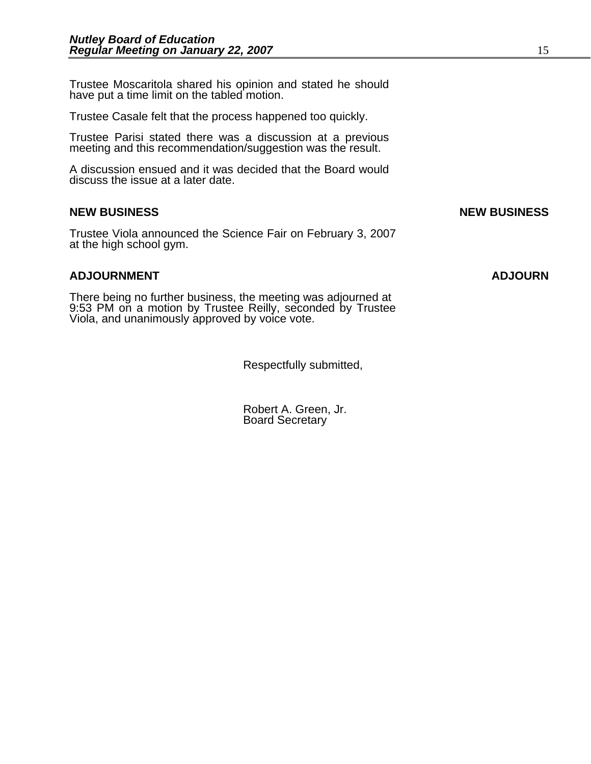Trustee Moscaritola shared his opinion and stated he should have put a time limit on the tabled motion.

Trustee Casale felt that the process happened too quickly.

Trustee Parisi stated there was a discussion at a previous meeting and this recommendation/suggestion was the result.

A discussion ensued and it was decided that the Board would discuss the issue at a later date.

## NEW BUSINESS

**NEW BUSINESS**

Trustee Viola announced the Science Fair on February 3, 2007 at the high school gym.

## ADJOURNMENT

**ADJOURN**

There being no further business, the meeting was adjourned at 9:53 PM on a motion by Trustee Reilly, seconded by Trustee Viola, and unanimously approved by voice vote.

Respectfully submitted,

Robert A. Green, Jr.
Board Secretary